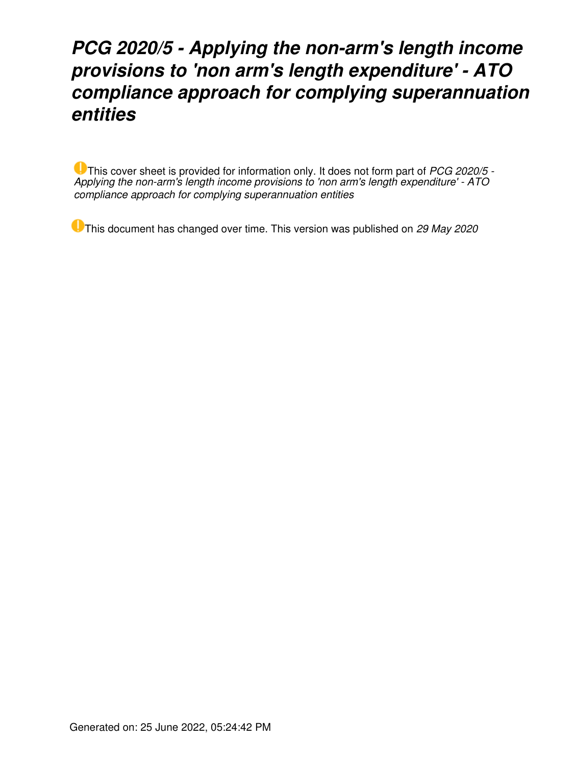# *PCG 2020/5 - Applying the non-arm's length income provisions to 'non arm's length expenditure' - ATO compliance approach for complying superannuation entities*

This cover sheet is provided for information only. It does not form part of *PCG 2020/5 - Applying the non-arm's length income provisions to 'non arm's length expenditure' - ATO compliance approach for complying superannuation entities*

This document has changed over time. This version was published on *29 May 2020*

Generated on: 25 June 2022, 05:24:42 PM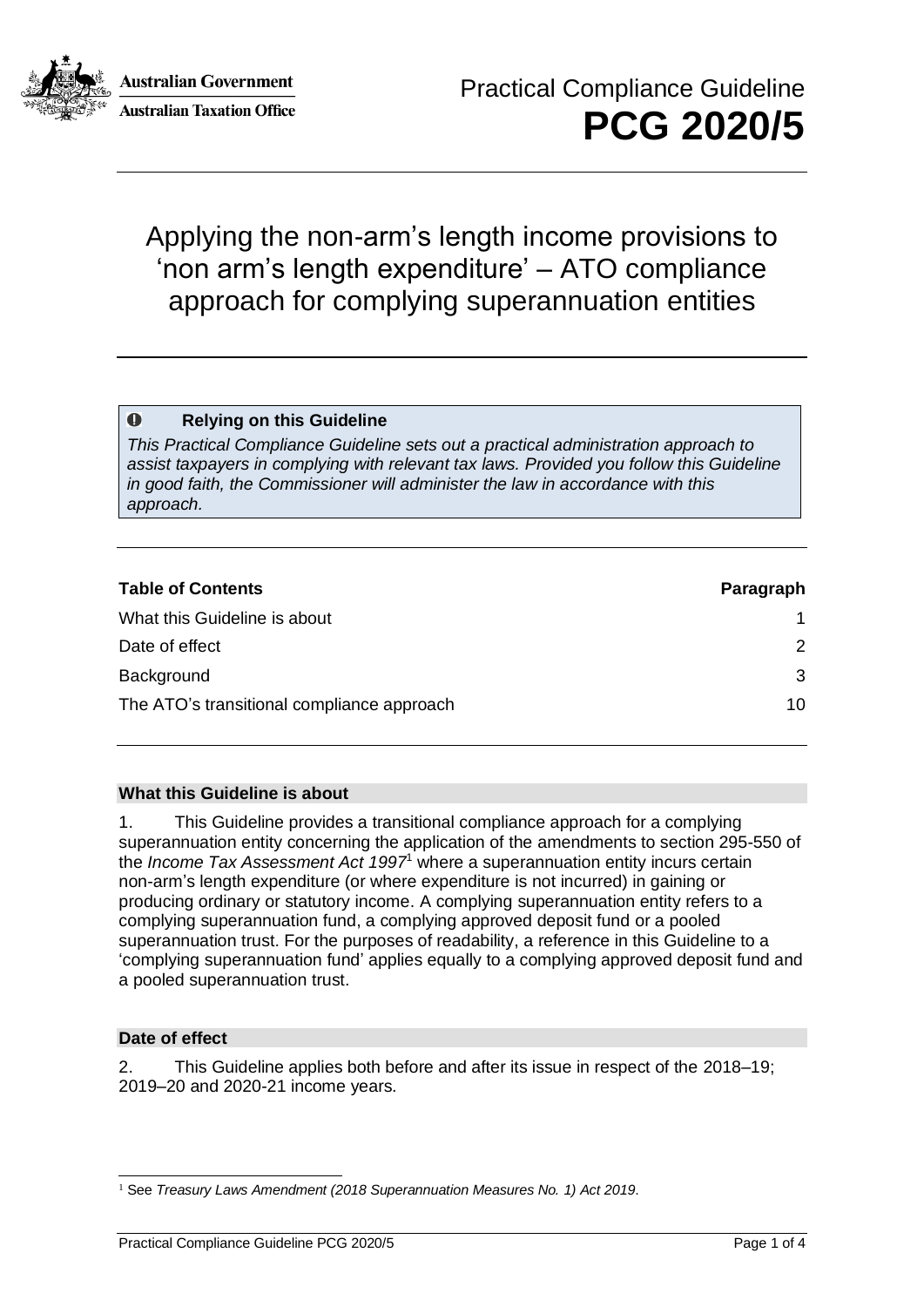Practical Compliance Guideline

# PCG 2020/5

## Applying the non-arm's length income provisions to 'non arm's length expenditure' – ATO compliance approach for complying superannuation entities

> **Relying on this Guideline**
>
> *This Practical Compliance Guideline sets out a practical administration approach to assist taxpayers in complying with relevant tax laws. Provided you follow this Guideline in good faith, the Commissioner will administer the law in accordance with this approach.*

| Table of Contents | Paragraph |
|---|---|
| What this Guideline is about | 1 |
| Date of effect | 2 |
| Background | 3 |
| The ATO's transitional compliance approach | 10 |

### What this Guideline is about

1. This Guideline provides a transitional compliance approach for a complying superannuation entity concerning the application of the amendments to section 295-550 of the *Income Tax Assessment Act 1997*[1] where a superannuation entity incurs certain non-arm's length expenditure (or where expenditure is not incurred) in gaining or producing ordinary or statutory income. A complying superannuation entity refers to a complying superannuation fund, a complying approved deposit fund or a pooled superannuation trust. For the purposes of readability, a reference in this Guideline to a 'complying superannuation fund' applies equally to a complying approved deposit fund and a pooled superannuation trust.

### Date of effect

2. This Guideline applies both before and after its issue in respect of the 2018–19; 2019–20 and 2020-21 income years.

[1] See *Treasury Laws Amendment (2018 Superannuation Measures No. 1) Act 2019*.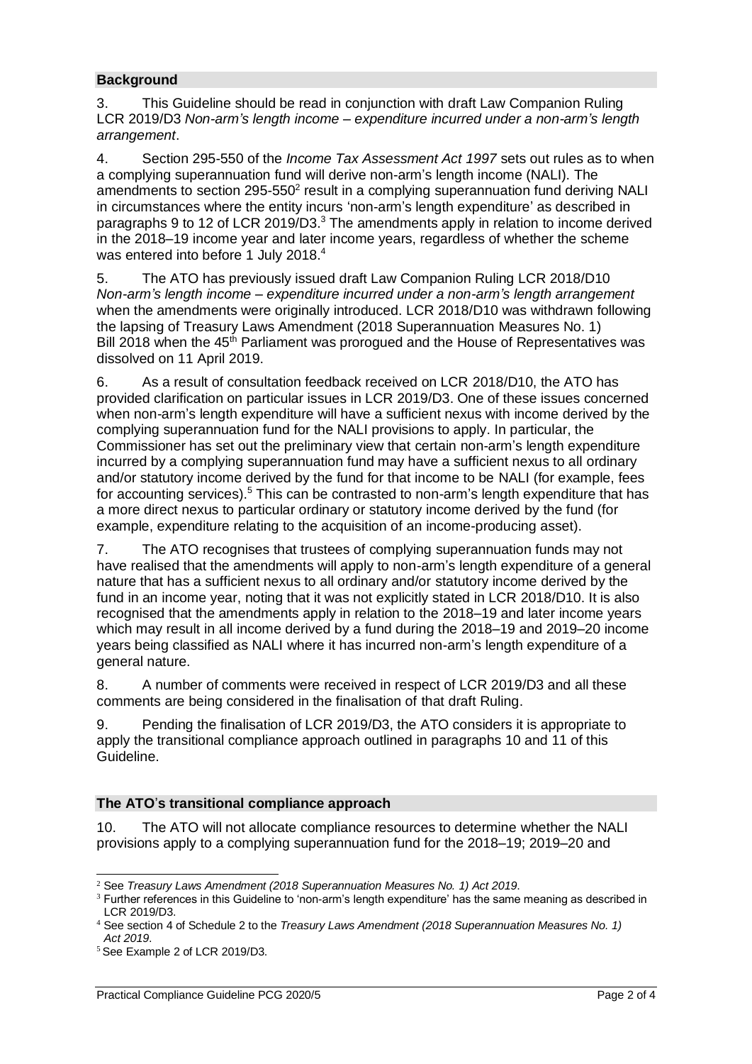## Background

3. This Guideline should be read in conjunction with draft Law Companion Ruling LCR 2019/D3 *Non-arm's length income – expenditure incurred under a non-arm's length arrangement*.

4. Section 295-550 of the *Income Tax Assessment Act 1997* sets out rules as to when a complying superannuation fund will derive non-arm's length income (NALI). The amendments to section 295-550[2] result in a complying superannuation fund deriving NALI in circumstances where the entity incurs 'non-arm's length expenditure' as described in paragraphs 9 to 12 of LCR 2019/D3.[3] The amendments apply in relation to income derived in the 2018–19 income year and later income years, regardless of whether the scheme was entered into before 1 July 2018.[4]

5. The ATO has previously issued draft Law Companion Ruling LCR 2018/D10 *Non-arm's length income – expenditure incurred under a non-arm's length arrangement* when the amendments were originally introduced. LCR 2018/D10 was withdrawn following the lapsing of Treasury Laws Amendment (2018 Superannuation Measures No. 1) Bill 2018 when the 45th Parliament was prorogued and the House of Representatives was dissolved on 11 April 2019.

6. As a result of consultation feedback received on LCR 2018/D10, the ATO has provided clarification on particular issues in LCR 2019/D3. One of these issues concerned when non-arm's length expenditure will have a sufficient nexus with income derived by the complying superannuation fund for the NALI provisions to apply. In particular, the Commissioner has set out the preliminary view that certain non-arm's length expenditure incurred by a complying superannuation fund may have a sufficient nexus to all ordinary and/or statutory income derived by the fund for that income to be NALI (for example, fees for accounting services).[5] This can be contrasted to non-arm's length expenditure that has a more direct nexus to particular ordinary or statutory income derived by the fund (for example, expenditure relating to the acquisition of an income-producing asset).

7. The ATO recognises that trustees of complying superannuation funds may not have realised that the amendments will apply to non-arm's length expenditure of a general nature that has a sufficient nexus to all ordinary and/or statutory income derived by the fund in an income year, noting that it was not explicitly stated in LCR 2018/D10. It is also recognised that the amendments apply in relation to the 2018–19 and later income years which may result in all income derived by a fund during the 2018–19 and 2019–20 income years being classified as NALI where it has incurred non-arm's length expenditure of a general nature.

8. A number of comments were received in respect of LCR 2019/D3 and all these comments are being considered in the finalisation of that draft Ruling.

9. Pending the finalisation of LCR 2019/D3, the ATO considers it is appropriate to apply the transitional compliance approach outlined in paragraphs 10 and 11 of this Guideline.

## The ATO's transitional compliance approach

10. The ATO will not allocate compliance resources to determine whether the NALI provisions apply to a complying superannuation fund for the 2018–19; 2019–20 and

---

[2] See *Treasury Laws Amendment (2018 Superannuation Measures No. 1) Act 2019*.

[3] Further references in this Guideline to 'non-arm's length expenditure' has the same meaning as described in LCR 2019/D3.

[4] See section 4 of Schedule 2 to the *Treasury Laws Amendment (2018 Superannuation Measures No. 1) Act 2019*.

[5] See Example 2 of LCR 2019/D3.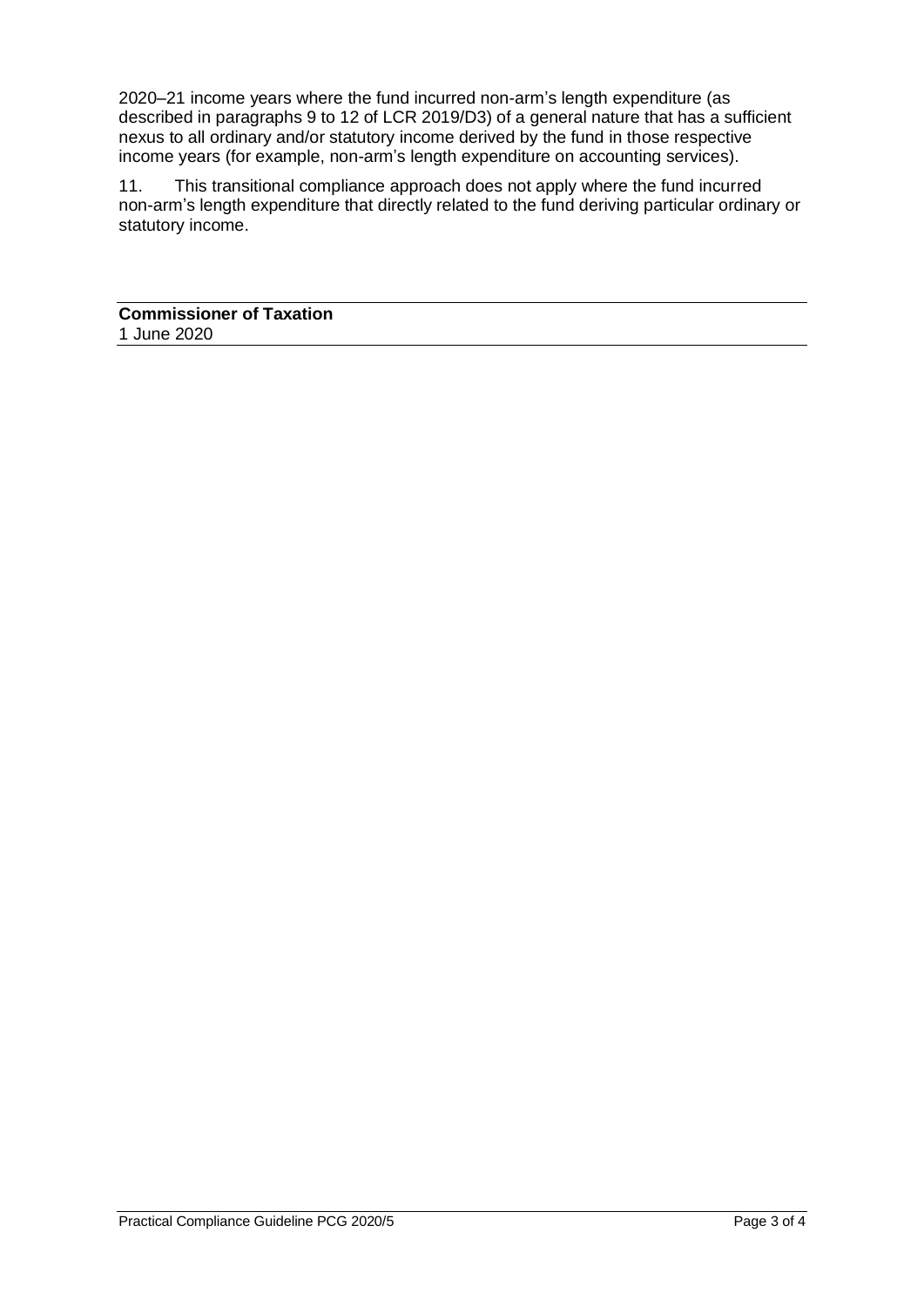2020–21 income years where the fund incurred non-arm's length expenditure (as described in paragraphs 9 to 12 of LCR 2019/D3) of a general nature that has a sufficient nexus to all ordinary and/or statutory income derived by the fund in those respective income years (for example, non-arm's length expenditure on accounting services).

11. This transitional compliance approach does not apply where the fund incurred non-arm's length expenditure that directly related to the fund deriving particular ordinary or statutory income.

**Commissioner of Taxation**
1 June 2020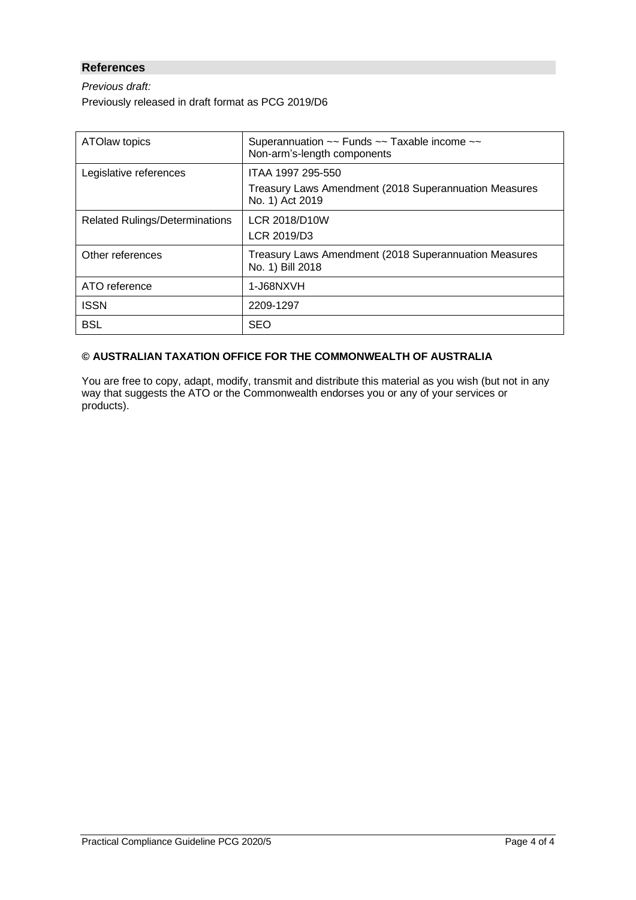## References

*Previous draft:*

Previously released in draft format as PCG 2019/D6

| | |
|---|---|
| ATOlaw topics | Superannuation ~~ Funds ~~ Taxable income ~~ Non-arm's-length components |
| Legislative references | ITAA 1997 295-550<br>Treasury Laws Amendment (2018 Superannuation Measures No. 1) Act 2019 |
| Related Rulings/Determinations | LCR 2018/D10W<br>LCR 2019/D3 |
| Other references | Treasury Laws Amendment (2018 Superannuation Measures No. 1) Bill 2018 |
| ATO reference | 1-J68NXVH |
| ISSN | 2209-1297 |
| BSL | SEO |

**© AUSTRALIAN TAXATION OFFICE FOR THE COMMONWEALTH OF AUSTRALIA**

You are free to copy, adapt, modify, transmit and distribute this material as you wish (but not in any way that suggests the ATO or the Commonwealth endorses you or any of your services or products).